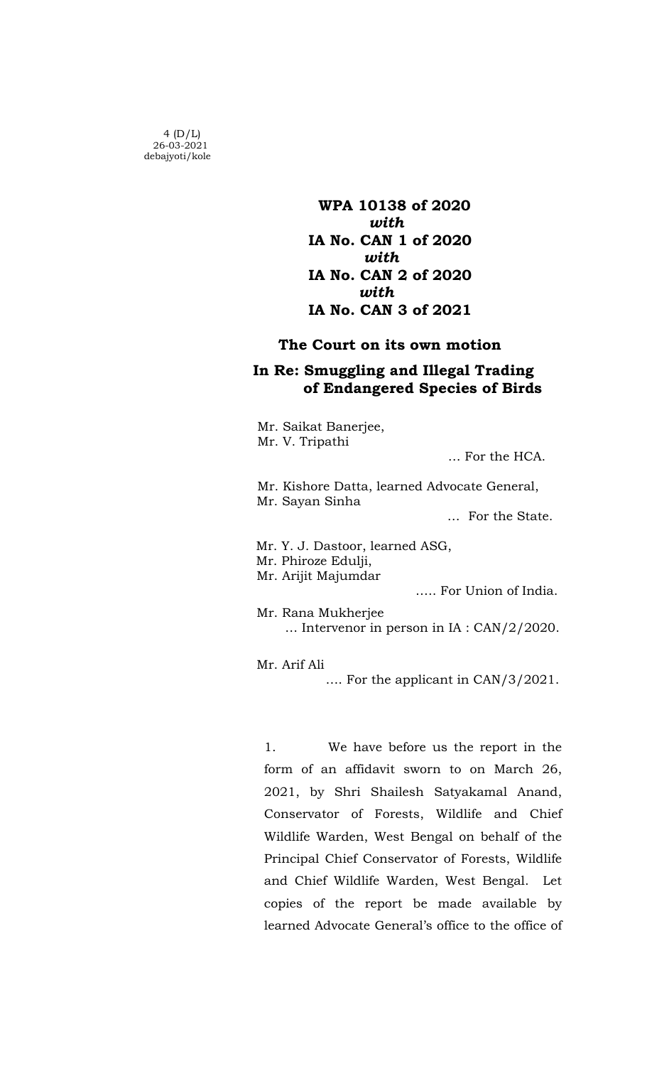4 (D/L)
26-03-2021
debajyoti/kole

**WPA 10138 of 2020**
***with***
**IA No. CAN 1 of 2020**
***with***
**IA No. CAN 2 of 2020**
***with***
**IA No. CAN 3 of 2021**

**The Court on its own motion**

**In Re: Smuggling and Illegal Trading of Endangered Species of Birds**

Mr. Saikat Banerjee,
Mr. V. Tripathi

… For the HCA.

Mr. Kishore Datta, learned Advocate General,
Mr. Sayan Sinha

… For the State.

Mr. Y. J. Dastoor, learned ASG,
Mr. Phiroze Edulji,
Mr. Arijit Majumdar

….. For Union of India.

Mr. Rana Mukherjee
… Intervenor in person in IA : CAN/2/2020.

Mr. Arif Ali
…. For the applicant in CAN/3/2021.

1. We have before us the report in the form of an affidavit sworn to on March 26, 2021, by Shri Shailesh Satyakamal Anand, Conservator of Forests, Wildlife and Chief Wildlife Warden, West Bengal on behalf of the Principal Chief Conservator of Forests, Wildlife and Chief Wildlife Warden, West Bengal. Let copies of the report be made available by learned Advocate General's office to the office of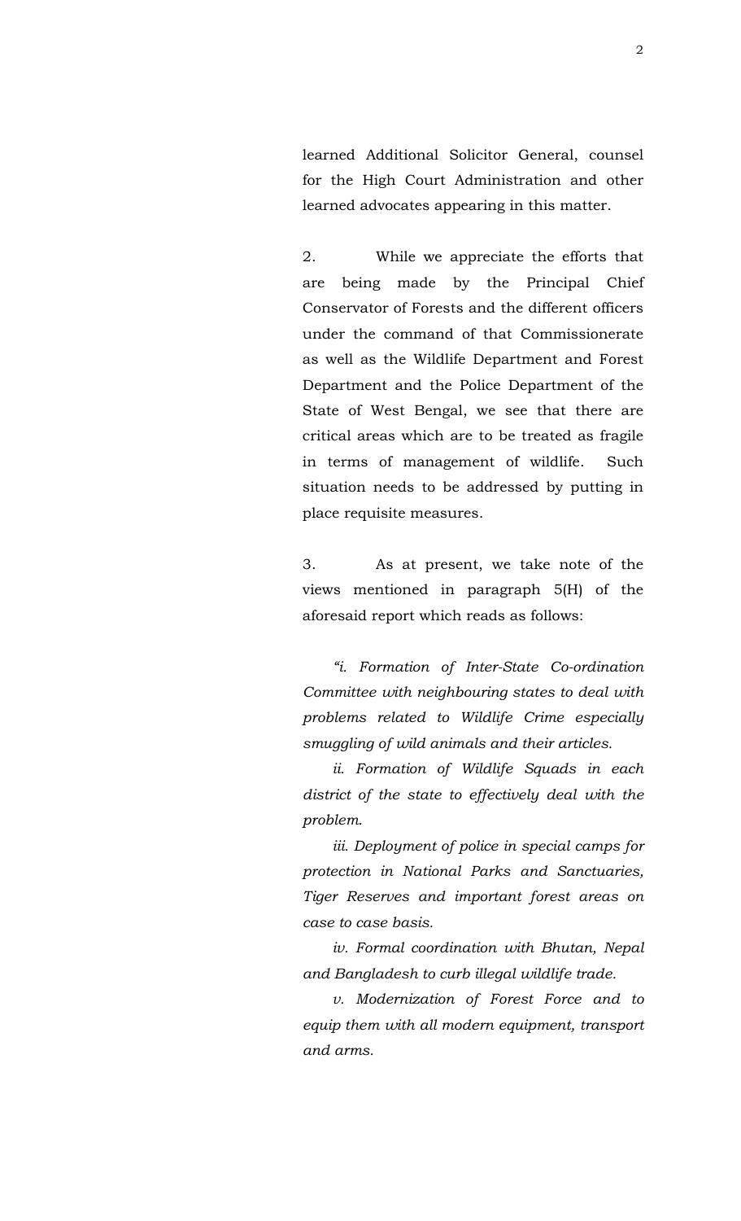learned Additional Solicitor General, counsel for the High Court Administration and other learned advocates appearing in this matter.

2. While we appreciate the efforts that are being made by the Principal Chief Conservator of Forests and the different officers under the command of that Commissionerate as well as the Wildlife Department and Forest Department and the Police Department of the State of West Bengal, we see that there are critical areas which are to be treated as fragile in terms of management of wildlife. Such situation needs to be addressed by putting in place requisite measures.

3. As at present, we take note of the views mentioned in paragraph 5(H) of the aforesaid report which reads as follows:

*"i. Formation of Inter-State Co-ordination Committee with neighbouring states to deal with problems related to Wildlife Crime especially smuggling of wild animals and their articles.*

*ii. Formation of Wildlife Squads in each district of the state to effectively deal with the problem.*

*iii. Deployment of police in special camps for protection in National Parks and Sanctuaries, Tiger Reserves and important forest areas on case to case basis.*

*iv. Formal coordination with Bhutan, Nepal and Bangladesh to curb illegal wildlife trade.*

*v. Modernization of Forest Force and to equip them with all modern equipment, transport and arms.*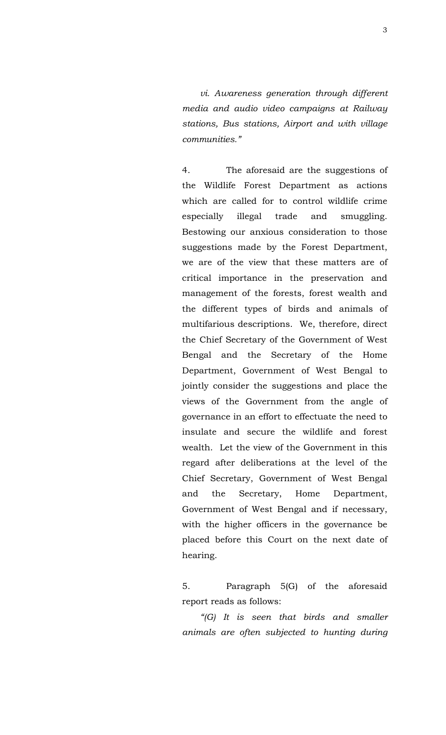*vi. Awareness generation through different media and audio video campaigns at Railway stations, Bus stations, Airport and with village communities."*

4. The aforesaid are the suggestions of the Wildlife Forest Department as actions which are called for to control wildlife crime especially illegal trade and smuggling. Bestowing our anxious consideration to those suggestions made by the Forest Department, we are of the view that these matters are of critical importance in the preservation and management of the forests, forest wealth and the different types of birds and animals of multifarious descriptions. We, therefore, direct the Chief Secretary of the Government of West Bengal and the Secretary of the Home Department, Government of West Bengal to jointly consider the suggestions and place the views of the Government from the angle of governance in an effort to effectuate the need to insulate and secure the wildlife and forest wealth. Let the view of the Government in this regard after deliberations at the level of the Chief Secretary, Government of West Bengal and the Secretary, Home Department, Government of West Bengal and if necessary, with the higher officers in the governance be placed before this Court on the next date of hearing.

5. Paragraph 5(G) of the aforesaid report reads as follows:

*"(G) It is seen that birds and smaller animals are often subjected to hunting during*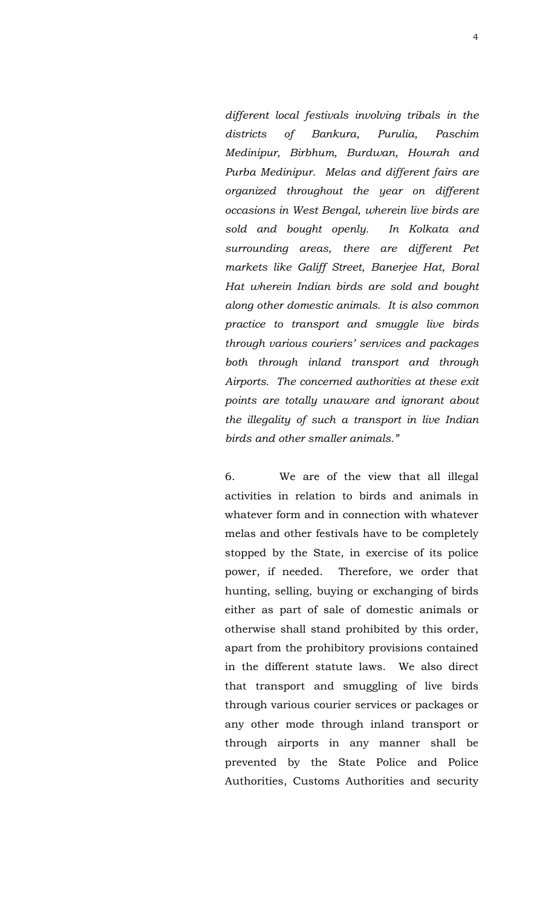*different local festivals involving tribals in the districts of Bankura, Purulia, Paschim Medinipur, Birbhum, Burdwan, Howrah and Purba Medinipur. Melas and different fairs are organized throughout the year on different occasions in West Bengal, wherein live birds are sold and bought openly. In Kolkata and surrounding areas, there are different Pet markets like Galiff Street, Banerjee Hat, Boral Hat wherein Indian birds are sold and bought along other domestic animals. It is also common practice to transport and smuggle live birds through various couriers' services and packages both through inland transport and through Airports. The concerned authorities at these exit points are totally unaware and ignorant about the illegality of such a transport in live Indian birds and other smaller animals."*

6. We are of the view that all illegal activities in relation to birds and animals in whatever form and in connection with whatever melas and other festivals have to be completely stopped by the State, in exercise of its police power, if needed. Therefore, we order that hunting, selling, buying or exchanging of birds either as part of sale of domestic animals or otherwise shall stand prohibited by this order, apart from the prohibitory provisions contained in the different statute laws. We also direct that transport and smuggling of live birds through various courier services or packages or any other mode through inland transport or through airports in any manner shall be prevented by the State Police and Police Authorities, Customs Authorities and security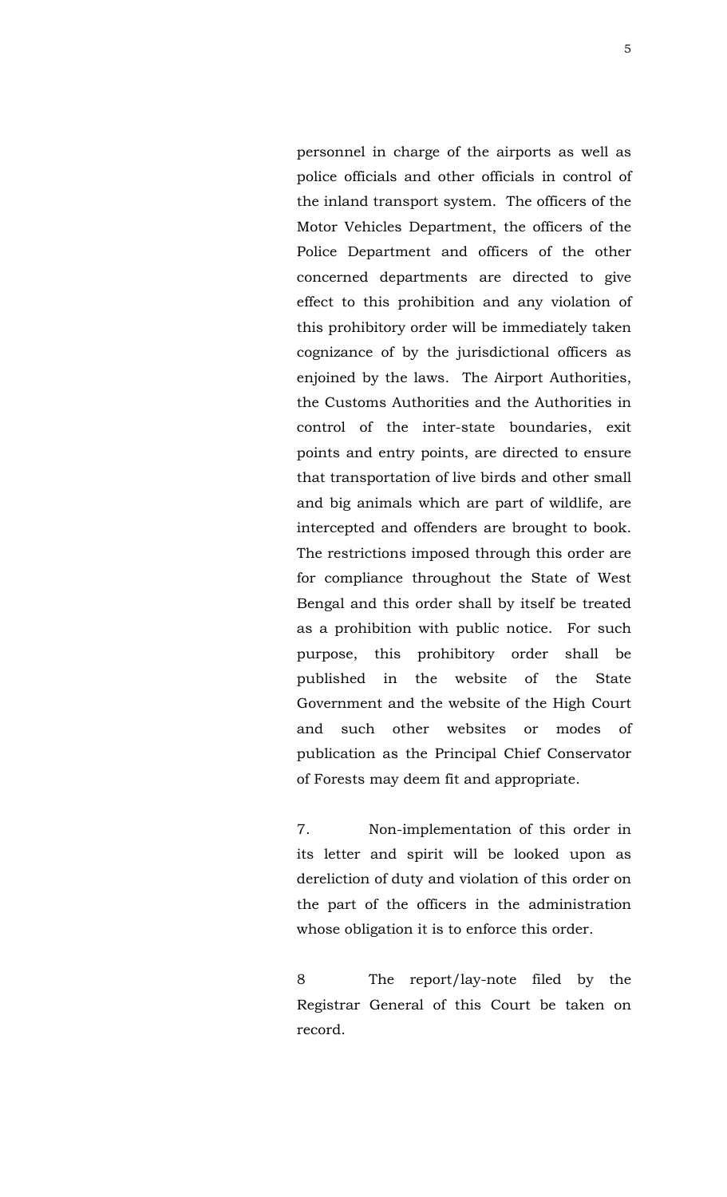personnel in charge of the airports as well as police officials and other officials in control of the inland transport system. The officers of the Motor Vehicles Department, the officers of the Police Department and officers of the other concerned departments are directed to give effect to this prohibition and any violation of this prohibitory order will be immediately taken cognizance of by the jurisdictional officers as enjoined by the laws. The Airport Authorities, the Customs Authorities and the Authorities in control of the inter-state boundaries, exit points and entry points, are directed to ensure that transportation of live birds and other small and big animals which are part of wildlife, are intercepted and offenders are brought to book. The restrictions imposed through this order are for compliance throughout the State of West Bengal and this order shall by itself be treated as a prohibition with public notice. For such purpose, this prohibitory order shall be published in the website of the State Government and the website of the High Court and such other websites or modes of publication as the Principal Chief Conservator of Forests may deem fit and appropriate.

7. Non-implementation of this order in its letter and spirit will be looked upon as dereliction of duty and violation of this order on the part of the officers in the administration whose obligation it is to enforce this order.

8 The report/lay-note filed by the Registrar General of this Court be taken on record.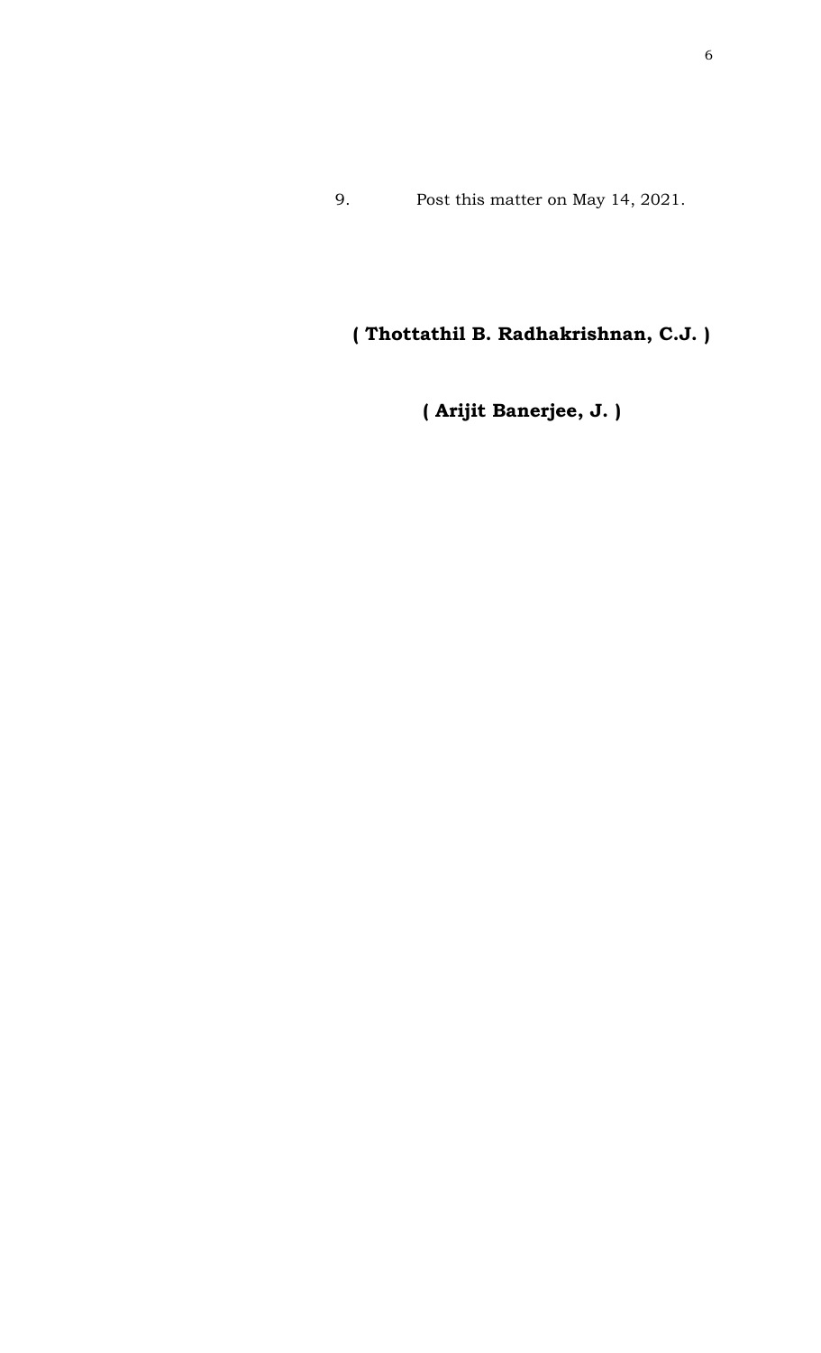9. Post this matter on May 14, 2021.

**( Thottathil B. Radhakrishnan, C.J. )**

**( Arijit Banerjee, J. )**